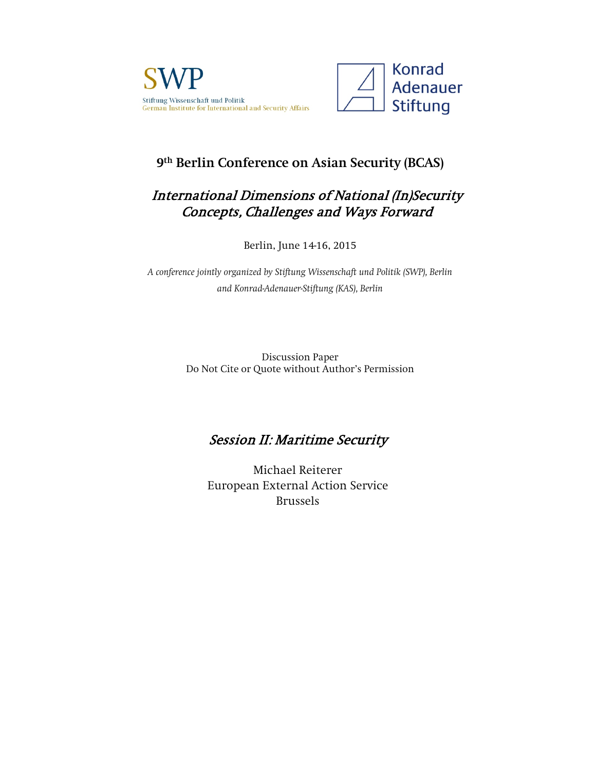SWP

Stiftung Wissenschaft und Politik
German Institute for International and Security Affairs

Konrad Adenauer Stiftung

# 9th Berlin Conference on Asian Security (BCAS)

## *International Dimensions of National (In)Security Concepts, Challenges and Ways Forward*

Berlin, June 14-16, 2015

*A conference jointly organized by Stiftung Wissenschaft und Politik (SWP), Berlin and Konrad-Adenauer-Stiftung (KAS), Berlin*

Discussion Paper
Do Not Cite or Quote without Author's Permission

## *Session II: Maritime Security*

Michael Reiterer
European External Action Service
Brussels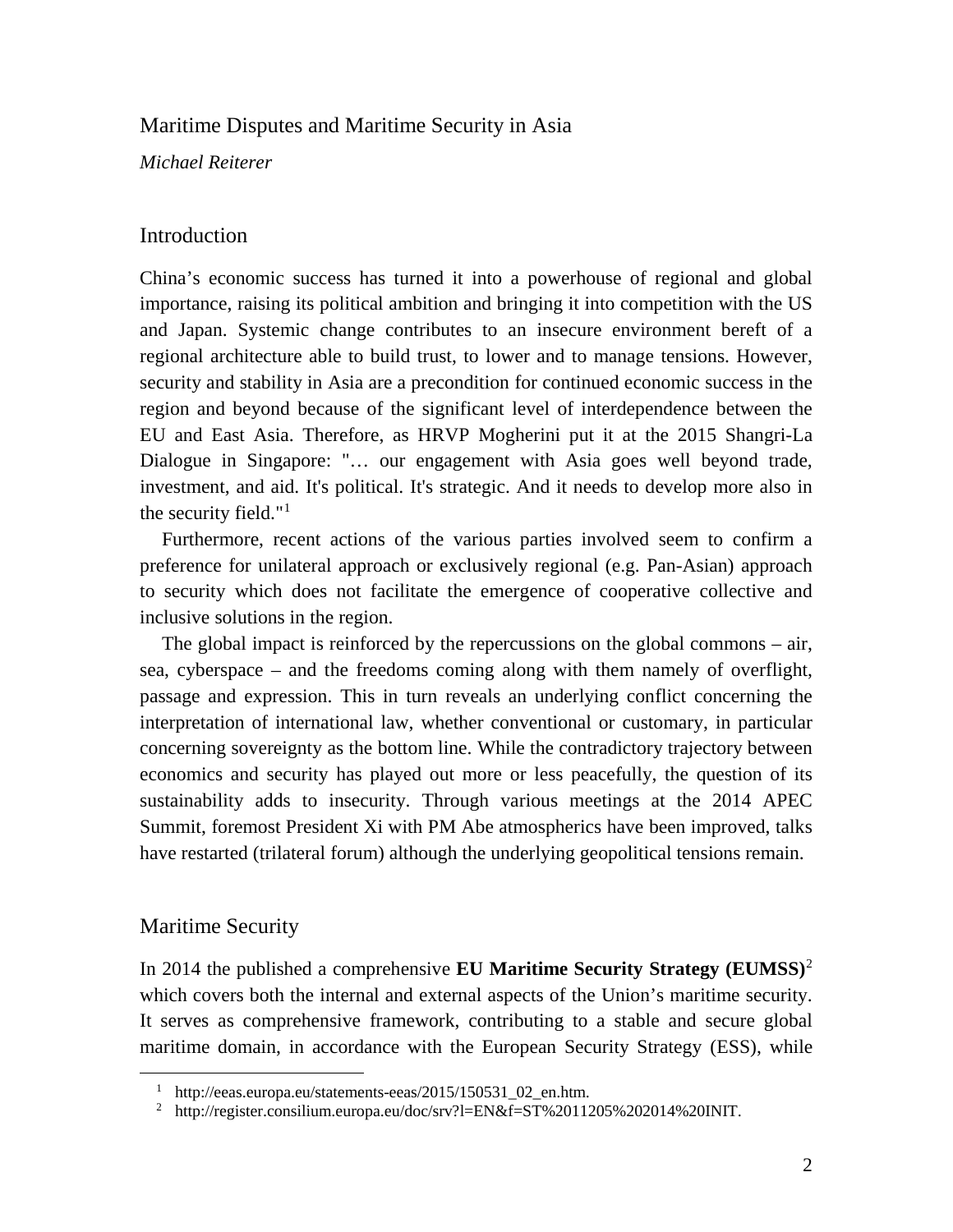# Maritime Disputes and Maritime Security in Asia

*Michael Reiterer*

## Introduction

China's economic success has turned it into a powerhouse of regional and global importance, raising its political ambition and bringing it into competition with the US and Japan. Systemic change contributes to an insecure environment bereft of a regional architecture able to build trust, to lower and to manage tensions. However, security and stability in Asia are a precondition for continued economic success in the region and beyond because of the significant level of interdependence between the EU and East Asia. Therefore, as HRVP Mogherini put it at the 2015 Shangri-La Dialogue in Singapore: "… our engagement with Asia goes well beyond trade, investment, and aid. It's political. It's strategic. And it needs to develop more also in the security field."[1]

Furthermore, recent actions of the various parties involved seem to confirm a preference for unilateral approach or exclusively regional (e.g. Pan-Asian) approach to security which does not facilitate the emergence of cooperative collective and inclusive solutions in the region.

The global impact is reinforced by the repercussions on the global commons – air, sea, cyberspace – and the freedoms coming along with them namely of overflight, passage and expression. This in turn reveals an underlying conflict concerning the interpretation of international law, whether conventional or customary, in particular concerning sovereignty as the bottom line. While the contradictory trajectory between economics and security has played out more or less peacefully, the question of its sustainability adds to insecurity. Through various meetings at the 2014 APEC Summit, foremost President Xi with PM Abe atmospherics have been improved, talks have restarted (trilateral forum) although the underlying geopolitical tensions remain.

## Maritime Security

In 2014 the published a comprehensive **EU Maritime Security Strategy (EUMSS)**[2] which covers both the internal and external aspects of the Union's maritime security. It serves as comprehensive framework, contributing to a stable and secure global maritime domain, in accordance with the European Security Strategy (ESS), while

---

[1] http://eeas.europa.eu/statements-eeas/2015/150531_02_en.htm.

[2] http://register.consilium.europa.eu/doc/srv?l=EN&f=ST%2011205%202014%20INIT.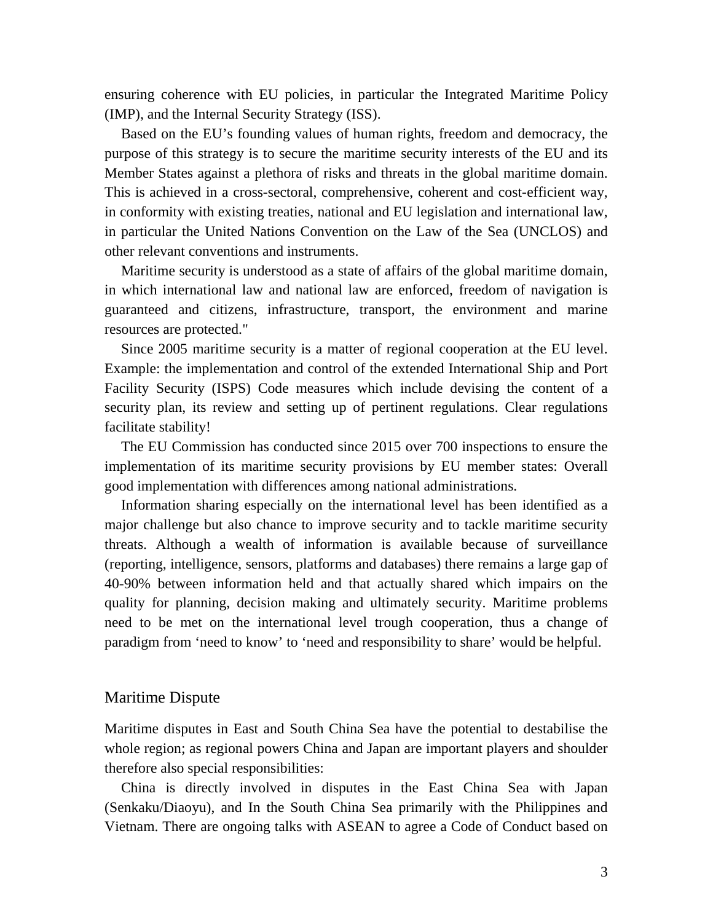ensuring coherence with EU policies, in particular the Integrated Maritime Policy (IMP), and the Internal Security Strategy (ISS).

Based on the EU's founding values of human rights, freedom and democracy, the purpose of this strategy is to secure the maritime security interests of the EU and its Member States against a plethora of risks and threats in the global maritime domain. This is achieved in a cross-sectoral, comprehensive, coherent and cost-efficient way, in conformity with existing treaties, national and EU legislation and international law, in particular the United Nations Convention on the Law of the Sea (UNCLOS) and other relevant conventions and instruments.

Maritime security is understood as a state of affairs of the global maritime domain, in which international law and national law are enforced, freedom of navigation is guaranteed and citizens, infrastructure, transport, the environment and marine resources are protected."

Since 2005 maritime security is a matter of regional cooperation at the EU level. Example: the implementation and control of the extended International Ship and Port Facility Security (ISPS) Code measures which include devising the content of a security plan, its review and setting up of pertinent regulations. Clear regulations facilitate stability!

The EU Commission has conducted since 2015 over 700 inspections to ensure the implementation of its maritime security provisions by EU member states: Overall good implementation with differences among national administrations.

Information sharing especially on the international level has been identified as a major challenge but also chance to improve security and to tackle maritime security threats. Although a wealth of information is available because of surveillance (reporting, intelligence, sensors, platforms and databases) there remains a large gap of 40-90% between information held and that actually shared which impairs on the quality for planning, decision making and ultimately security. Maritime problems need to be met on the international level trough cooperation, thus a change of paradigm from 'need to know' to 'need and responsibility to share' would be helpful.

## Maritime Dispute

Maritime disputes in East and South China Sea have the potential to destabilise the whole region; as regional powers China and Japan are important players and shoulder therefore also special responsibilities:

China is directly involved in disputes in the East China Sea with Japan (Senkaku/Diaoyu), and In the South China Sea primarily with the Philippines and Vietnam. There are ongoing talks with ASEAN to agree a Code of Conduct based on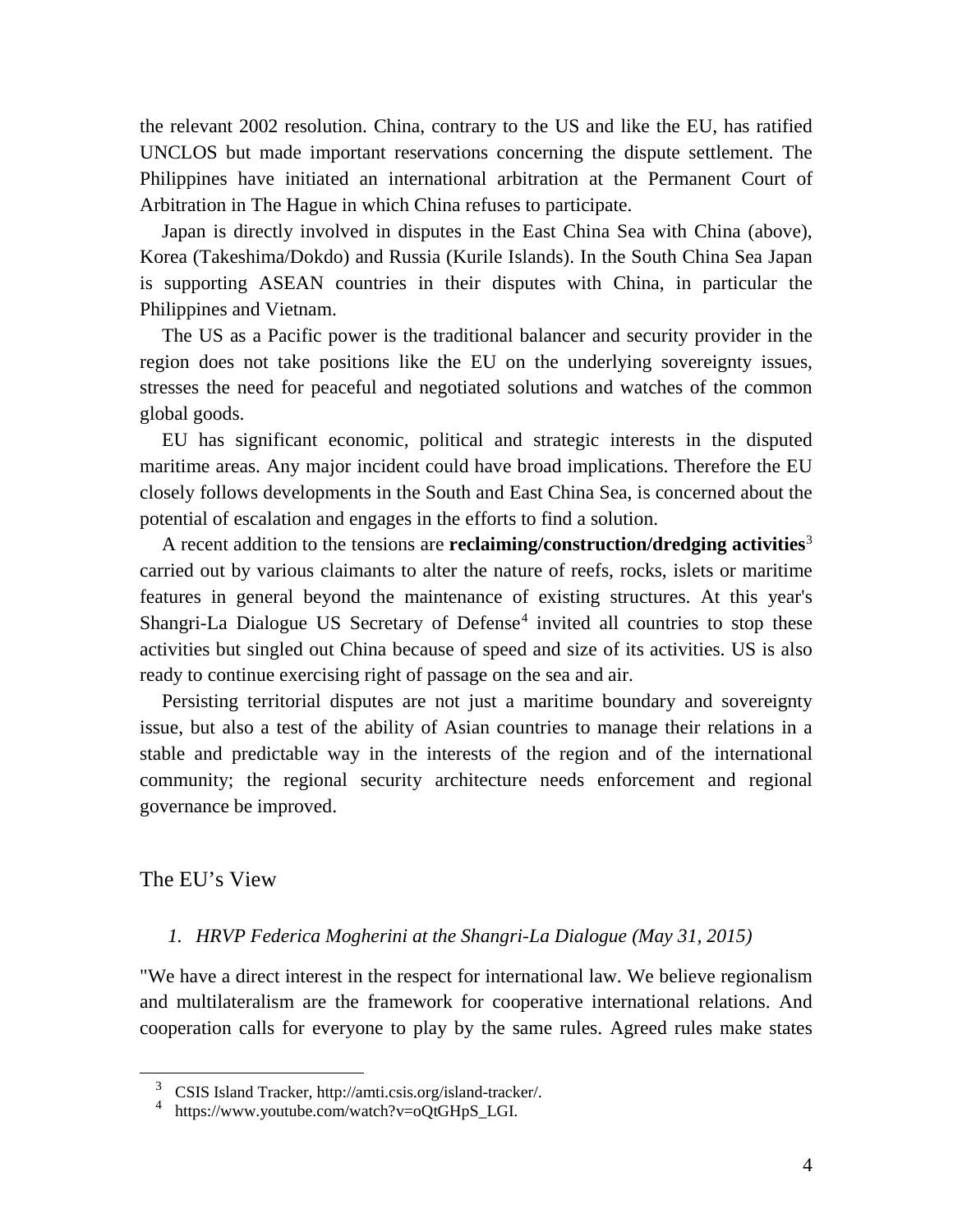the relevant 2002 resolution. China, contrary to the US and like the EU, has ratified UNCLOS but made important reservations concerning the dispute settlement. The Philippines have initiated an international arbitration at the Permanent Court of Arbitration in The Hague in which China refuses to participate.

Japan is directly involved in disputes in the East China Sea with China (above), Korea (Takeshima/Dokdo) and Russia (Kurile Islands). In the South China Sea Japan is supporting ASEAN countries in their disputes with China, in particular the Philippines and Vietnam.

The US as a Pacific power is the traditional balancer and security provider in the region does not take positions like the EU on the underlying sovereignty issues, stresses the need for peaceful and negotiated solutions and watches of the common global goods.

EU has significant economic, political and strategic interests in the disputed maritime areas. Any major incident could have broad implications. Therefore the EU closely follows developments in the South and East China Sea, is concerned about the potential of escalation and engages in the efforts to find a solution.

A recent addition to the tensions are **reclaiming/construction/dredging activities**[3] carried out by various claimants to alter the nature of reefs, rocks, islets or maritime features in general beyond the maintenance of existing structures. At this year's Shangri-La Dialogue US Secretary of Defense[4] invited all countries to stop these activities but singled out China because of speed and size of its activities. US is also ready to continue exercising right of passage on the sea and air.

Persisting territorial disputes are not just a maritime boundary and sovereignty issue, but also a test of the ability of Asian countries to manage their relations in a stable and predictable way in the interests of the region and of the international community; the regional security architecture needs enforcement and regional governance be improved.

## The EU's View

1. *HRVP Federica Mogherini at the Shangri-La Dialogue (May 31, 2015)*

"We have a direct interest in the respect for international law. We believe regionalism and multilateralism are the framework for cooperative international relations. And cooperation calls for everyone to play by the same rules. Agreed rules make states

---

[3] CSIS Island Tracker, http://amti.csis.org/island-tracker/.

[4] https://www.youtube.com/watch?v=oQtGHpS_LGI.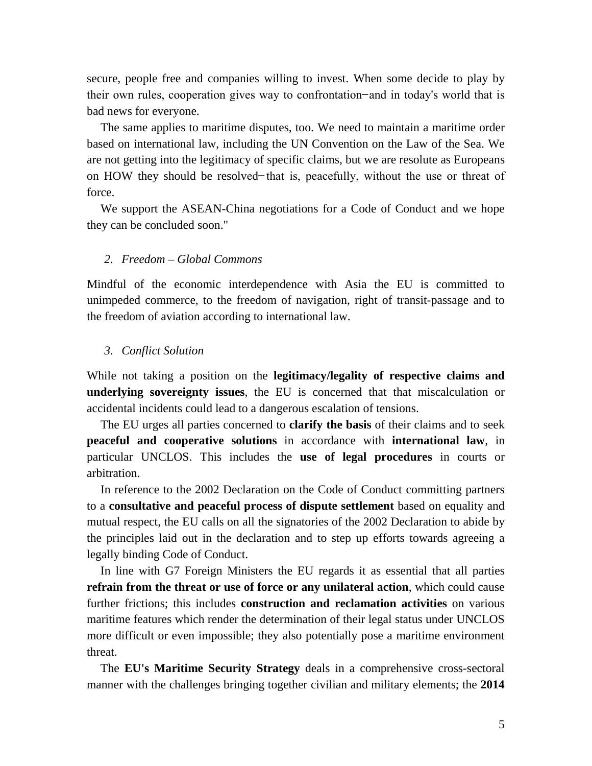secure, people free and companies willing to invest. When some decide to play by their own rules, cooperation gives way to confrontation–and in today's world that is bad news for everyone.

The same applies to maritime disputes, too. We need to maintain a maritime order based on international law, including the UN Convention on the Law of the Sea. We are not getting into the legitimacy of specific claims, but we are resolute as Europeans on HOW they should be resolved– that is, peacefully, without the use or threat of force.

We support the ASEAN-China negotiations for a Code of Conduct and we hope they can be concluded soon."

*2. Freedom – Global Commons*

Mindful of the economic interdependence with Asia the EU is committed to unimpeded commerce, to the freedom of navigation, right of transit-passage and to the freedom of aviation according to international law.

*3. Conflict Solution*

While not taking a position on the **legitimacy/legality of respective claims and underlying sovereignty issues**, the EU is concerned that that miscalculation or accidental incidents could lead to a dangerous escalation of tensions.

The EU urges all parties concerned to **clarify the basis** of their claims and to seek **peaceful and cooperative solutions** in accordance with **international law**, in particular UNCLOS. This includes the **use of legal procedures** in courts or arbitration.

In reference to the 2002 Declaration on the Code of Conduct committing partners to a **consultative and peaceful process of dispute settlement** based on equality and mutual respect, the EU calls on all the signatories of the 2002 Declaration to abide by the principles laid out in the declaration and to step up efforts towards agreeing a legally binding Code of Conduct.

In line with G7 Foreign Ministers the EU regards it as essential that all parties **refrain from the threat or use of force or any unilateral action**, which could cause further frictions; this includes **construction and reclamation activities** on various maritime features which render the determination of their legal status under UNCLOS more difficult or even impossible; they also potentially pose a maritime environment threat.

The **EU's Maritime Security Strategy** deals in a comprehensive cross-sectoral manner with the challenges bringing together civilian and military elements; the **2014**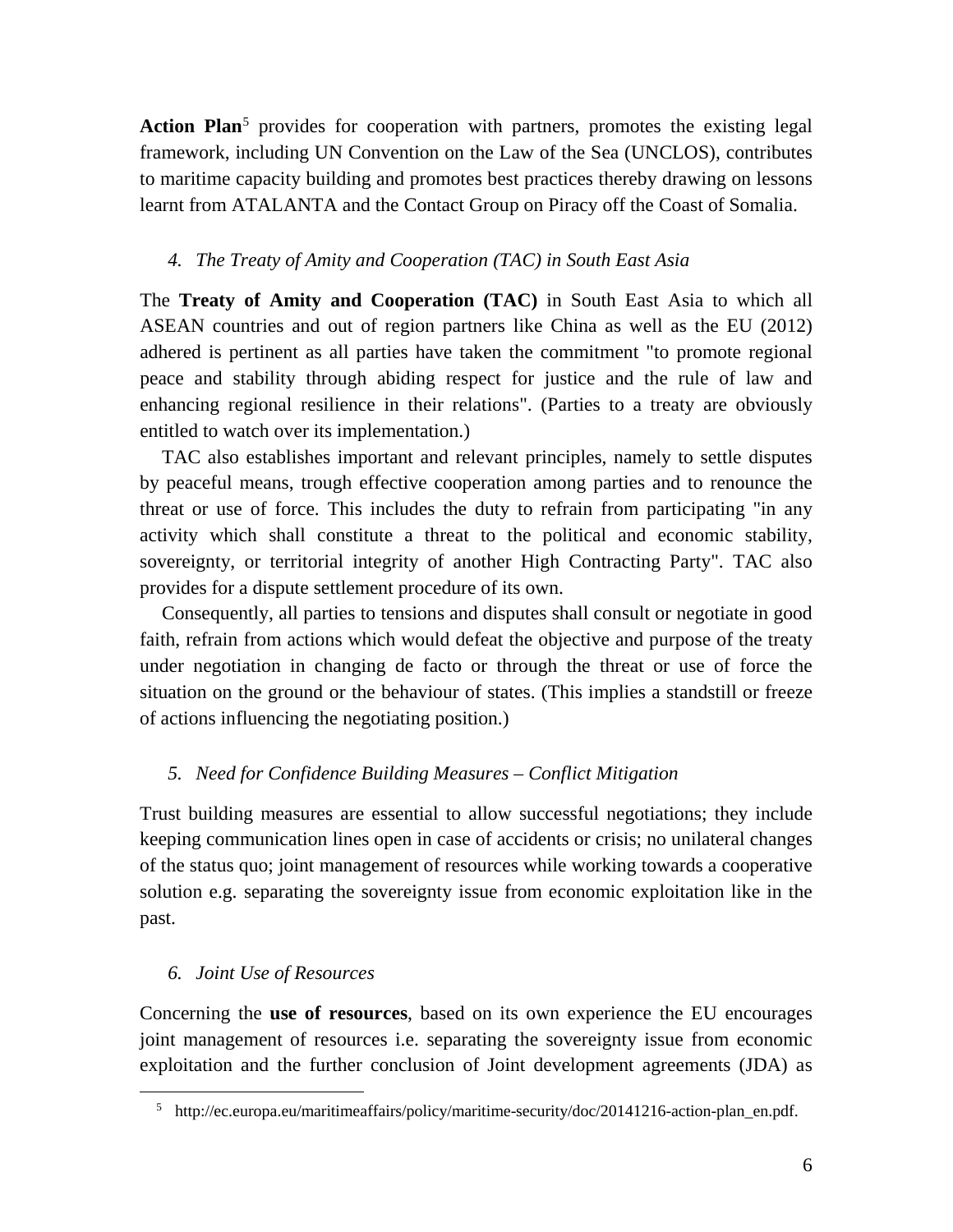**Action Plan**[5] provides for cooperation with partners, promotes the existing legal framework, including UN Convention on the Law of the Sea (UNCLOS), contributes to maritime capacity building and promotes best practices thereby drawing on lessons learnt from ATALANTA and the Contact Group on Piracy off the Coast of Somalia.

### *4. The Treaty of Amity and Cooperation (TAC) in South East Asia*

The **Treaty of Amity and Cooperation (TAC)** in South East Asia to which all ASEAN countries and out of region partners like China as well as the EU (2012) adhered is pertinent as all parties have taken the commitment "to promote regional peace and stability through abiding respect for justice and the rule of law and enhancing regional resilience in their relations". (Parties to a treaty are obviously entitled to watch over its implementation.)

TAC also establishes important and relevant principles, namely to settle disputes by peaceful means, trough effective cooperation among parties and to renounce the threat or use of force. This includes the duty to refrain from participating "in any activity which shall constitute a threat to the political and economic stability, sovereignty, or territorial integrity of another High Contracting Party". TAC also provides for a dispute settlement procedure of its own.

Consequently, all parties to tensions and disputes shall consult or negotiate in good faith, refrain from actions which would defeat the objective and purpose of the treaty under negotiation in changing de facto or through the threat or use of force the situation on the ground or the behaviour of states. (This implies a standstill or freeze of actions influencing the negotiating position.)

### *5. Need for Confidence Building Measures – Conflict Mitigation*

Trust building measures are essential to allow successful negotiations; they include keeping communication lines open in case of accidents or crisis; no unilateral changes of the status quo; joint management of resources while working towards a cooperative solution e.g. separating the sovereignty issue from economic exploitation like in the past.

### *6. Joint Use of Resources*

Concerning the **use of resources**, based on its own experience the EU encourages joint management of resources i.e. separating the sovereignty issue from economic exploitation and the further conclusion of Joint development agreements (JDA) as

---

[5] http://ec.europa.eu/maritimeaffairs/policy/maritime-security/doc/20141216-action-plan_en.pdf.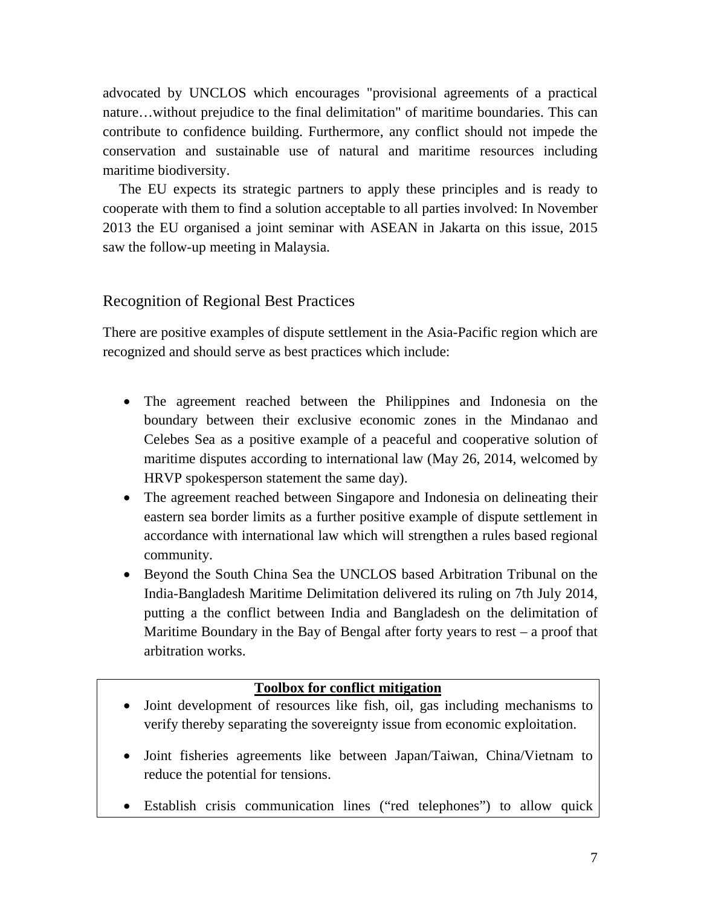advocated by UNCLOS which encourages "provisional agreements of a practical nature…without prejudice to the final delimitation" of maritime boundaries. This can contribute to confidence building. Furthermore, any conflict should not impede the conservation and sustainable use of natural and maritime resources including maritime biodiversity.

The EU expects its strategic partners to apply these principles and is ready to cooperate with them to find a solution acceptable to all parties involved: In November 2013 the EU organised a joint seminar with ASEAN in Jakarta on this issue, 2015 saw the follow-up meeting in Malaysia.

## Recognition of Regional Best Practices

There are positive examples of dispute settlement in the Asia-Pacific region which are recognized and should serve as best practices which include:

- The agreement reached between the Philippines and Indonesia on the boundary between their exclusive economic zones in the Mindanao and Celebes Sea as a positive example of a peaceful and cooperative solution of maritime disputes according to international law (May 26, 2014, welcomed by HRVP spokesperson statement the same day).
- The agreement reached between Singapore and Indonesia on delineating their eastern sea border limits as a further positive example of dispute settlement in accordance with international law which will strengthen a rules based regional community.
- Beyond the South China Sea the UNCLOS based Arbitration Tribunal on the India-Bangladesh Maritime Delimitation delivered its ruling on 7th July 2014, putting a the conflict between India and Bangladesh on the delimitation of Maritime Boundary in the Bay of Bengal after forty years to rest – a proof that arbitration works.

**Toolbox for conflict mitigation**

- Joint development of resources like fish, oil, gas including mechanisms to verify thereby separating the sovereignty issue from economic exploitation.
- Joint fisheries agreements like between Japan/Taiwan, China/Vietnam to reduce the potential for tensions.
- Establish crisis communication lines ("red telephones") to allow quick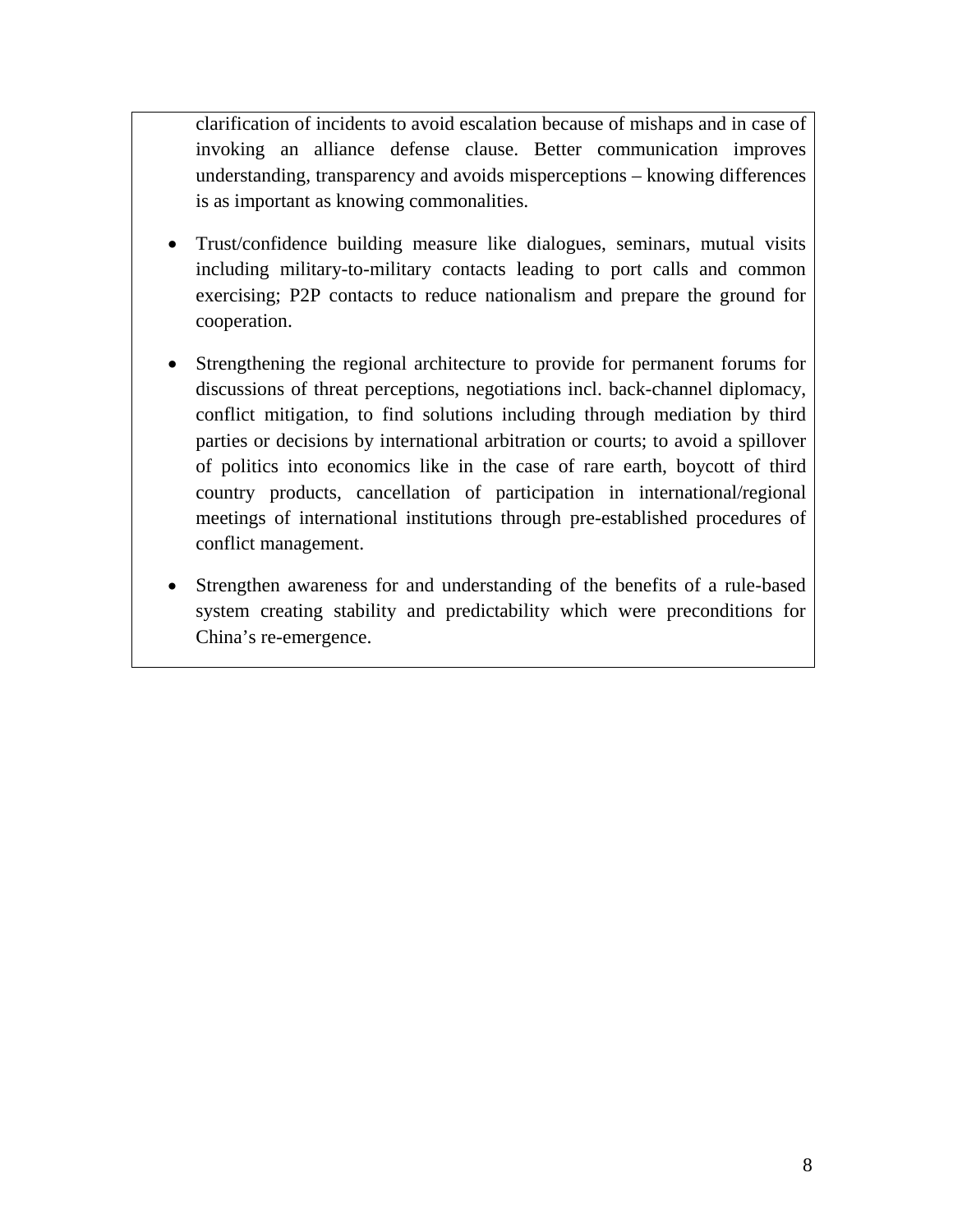clarification of incidents to avoid escalation because of mishaps and in case of invoking an alliance defense clause. Better communication improves understanding, transparency and avoids misperceptions – knowing differences is as important as knowing commonalities.

- Trust/confidence building measure like dialogues, seminars, mutual visits including military-to-military contacts leading to port calls and common exercising; P2P contacts to reduce nationalism and prepare the ground for cooperation.

- Strengthening the regional architecture to provide for permanent forums for discussions of threat perceptions, negotiations incl. back-channel diplomacy, conflict mitigation, to find solutions including through mediation by third parties or decisions by international arbitration or courts; to avoid a spillover of politics into economics like in the case of rare earth, boycott of third country products, cancellation of participation in international/regional meetings of international institutions through pre-established procedures of conflict management.

- Strengthen awareness for and understanding of the benefits of a rule-based system creating stability and predictability which were preconditions for China's re-emergence.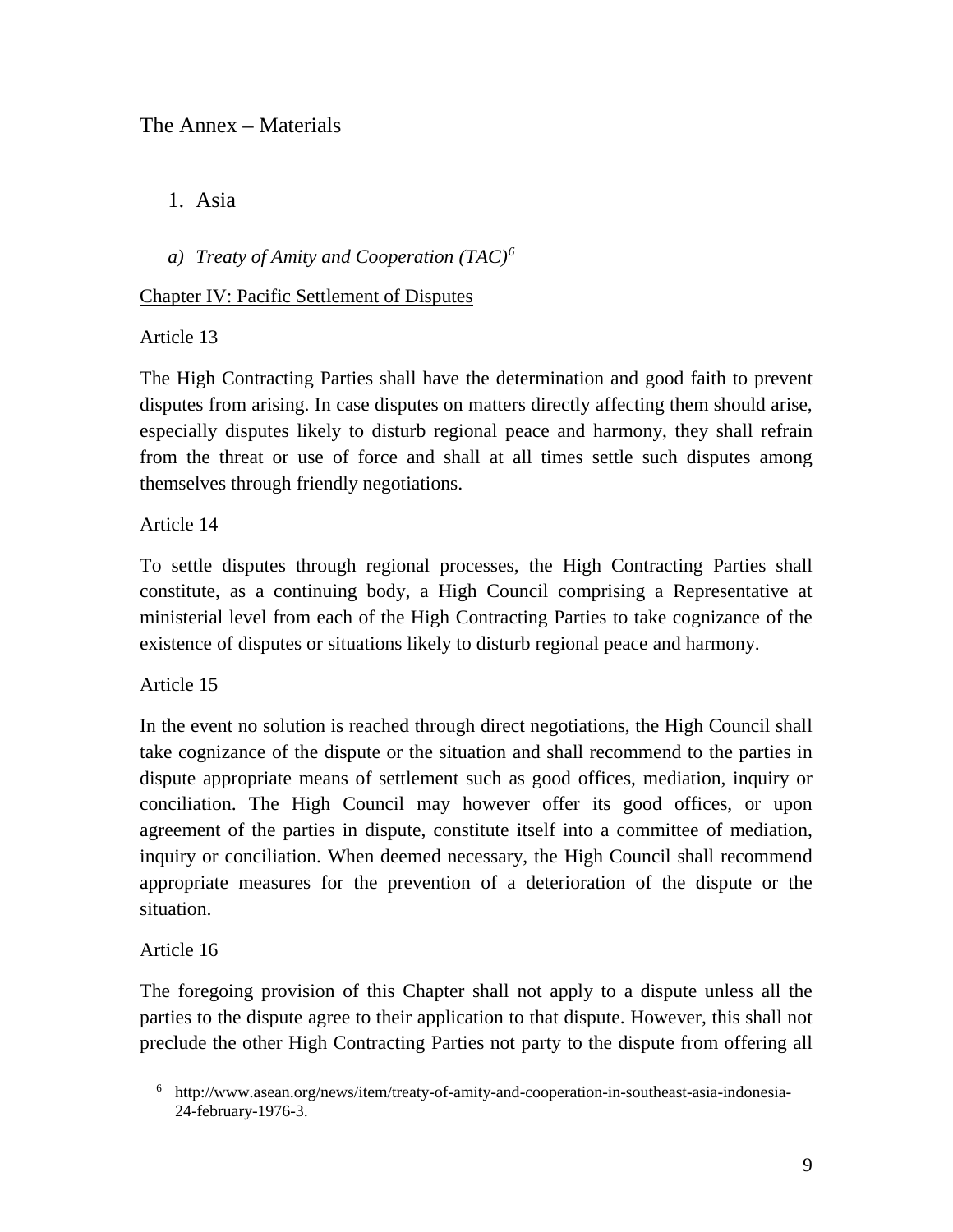# The Annex – Materials

## 1. Asia

### *a) Treaty of Amity and Cooperation (TAC)*[6]

<u>Chapter IV: Pacific Settlement of Disputes</u>

Article 13

The High Contracting Parties shall have the determination and good faith to prevent disputes from arising. In case disputes on matters directly affecting them should arise, especially disputes likely to disturb regional peace and harmony, they shall refrain from the threat or use of force and shall at all times settle such disputes among themselves through friendly negotiations.

Article 14

To settle disputes through regional processes, the High Contracting Parties shall constitute, as a continuing body, a High Council comprising a Representative at ministerial level from each of the High Contracting Parties to take cognizance of the existence of disputes or situations likely to disturb regional peace and harmony.

Article 15

In the event no solution is reached through direct negotiations, the High Council shall take cognizance of the dispute or the situation and shall recommend to the parties in dispute appropriate means of settlement such as good offices, mediation, inquiry or conciliation. The High Council may however offer its good offices, or upon agreement of the parties in dispute, constitute itself into a committee of mediation, inquiry or conciliation. When deemed necessary, the High Council shall recommend appropriate measures for the prevention of a deterioration of the dispute or the situation.

Article 16

The foregoing provision of this Chapter shall not apply to a dispute unless all the parties to the dispute agree to their application to that dispute. However, this shall not preclude the other High Contracting Parties not party to the dispute from offering all

---

[6] http://www.asean.org/news/item/treaty-of-amity-and-cooperation-in-southeast-asia-indonesia-24-february-1976-3.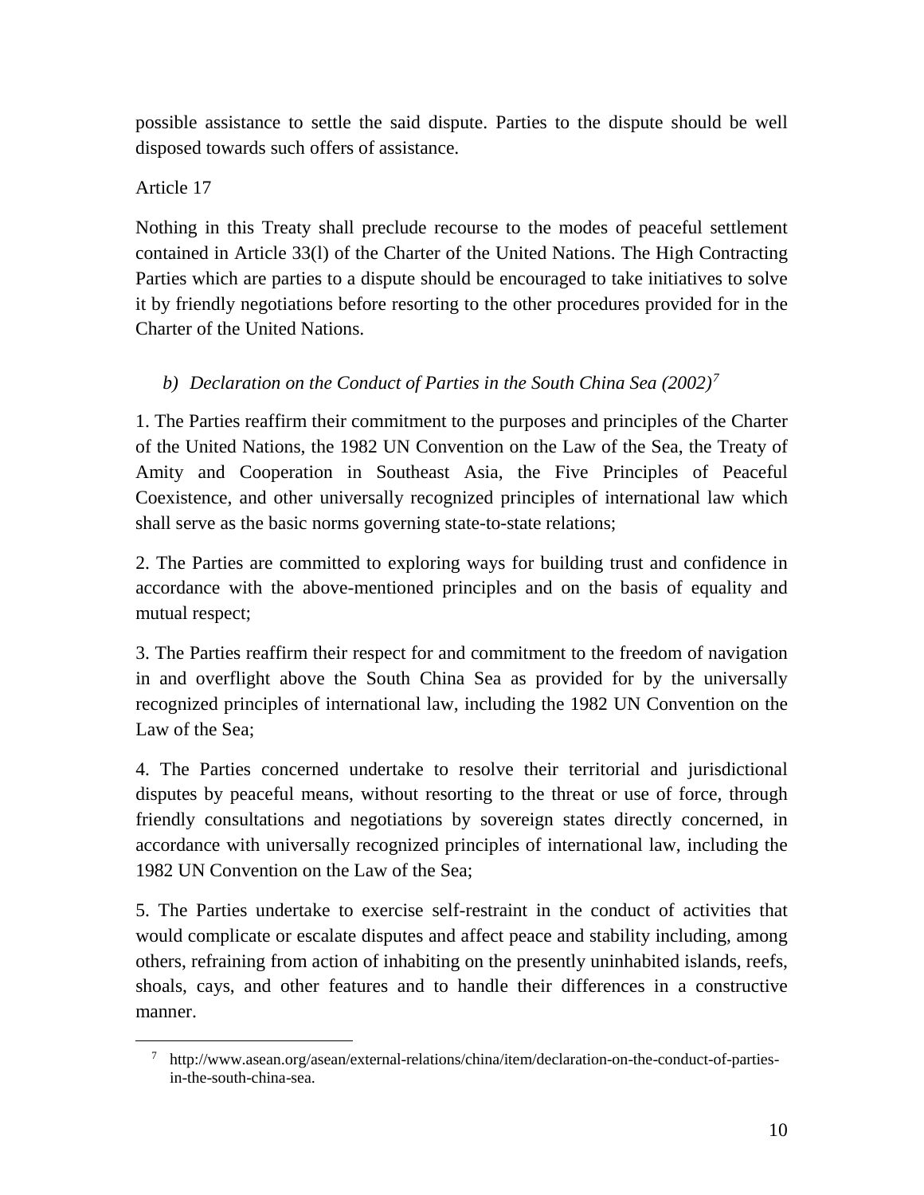possible assistance to settle the said dispute. Parties to the dispute should be well disposed towards such offers of assistance.

Article 17

Nothing in this Treaty shall preclude recourse to the modes of peaceful settlement contained in Article 33(l) of the Charter of the United Nations. The High Contracting Parties which are parties to a dispute should be encouraged to take initiatives to solve it by friendly negotiations before resorting to the other procedures provided for in the Charter of the United Nations.

### b) *Declaration on the Conduct of Parties in the South China Sea (2002)*[7]

1. The Parties reaffirm their commitment to the purposes and principles of the Charter of the United Nations, the 1982 UN Convention on the Law of the Sea, the Treaty of Amity and Cooperation in Southeast Asia, the Five Principles of Peaceful Coexistence, and other universally recognized principles of international law which shall serve as the basic norms governing state-to-state relations;

2. The Parties are committed to exploring ways for building trust and confidence in accordance with the above-mentioned principles and on the basis of equality and mutual respect;

3. The Parties reaffirm their respect for and commitment to the freedom of navigation in and overflight above the South China Sea as provided for by the universally recognized principles of international law, including the 1982 UN Convention on the Law of the Sea;

4. The Parties concerned undertake to resolve their territorial and jurisdictional disputes by peaceful means, without resorting to the threat or use of force, through friendly consultations and negotiations by sovereign states directly concerned, in accordance with universally recognized principles of international law, including the 1982 UN Convention on the Law of the Sea;

5. The Parties undertake to exercise self-restraint in the conduct of activities that would complicate or escalate disputes and affect peace and stability including, among others, refraining from action of inhabiting on the presently uninhabited islands, reefs, shoals, cays, and other features and to handle their differences in a constructive manner.

---

[7] http://www.asean.org/asean/external-relations/china/item/declaration-on-the-conduct-of-parties-in-the-south-china-sea.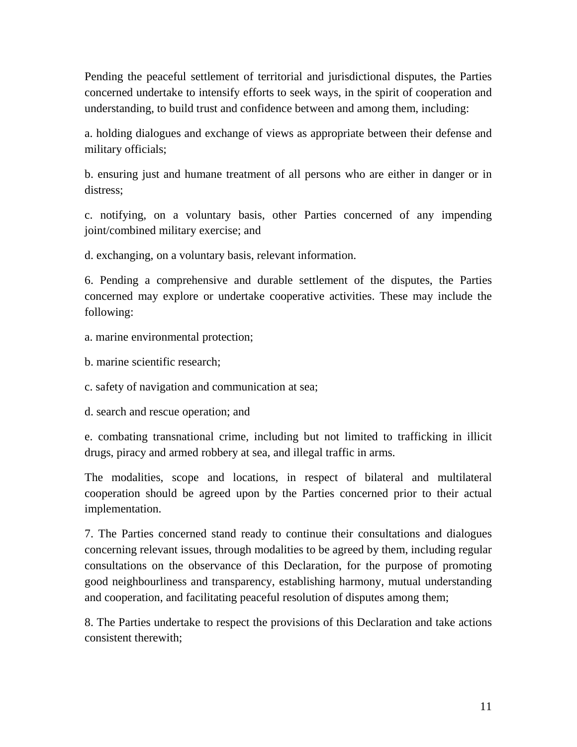Pending the peaceful settlement of territorial and jurisdictional disputes, the Parties concerned undertake to intensify efforts to seek ways, in the spirit of cooperation and understanding, to build trust and confidence between and among them, including:

a. holding dialogues and exchange of views as appropriate between their defense and military officials;

b. ensuring just and humane treatment of all persons who are either in danger or in distress;

c. notifying, on a voluntary basis, other Parties concerned of any impending joint/combined military exercise; and

d. exchanging, on a voluntary basis, relevant information.

6. Pending a comprehensive and durable settlement of the disputes, the Parties concerned may explore or undertake cooperative activities. These may include the following:

a. marine environmental protection;

b. marine scientific research;

c. safety of navigation and communication at sea;

d. search and rescue operation; and

e. combating transnational crime, including but not limited to trafficking in illicit drugs, piracy and armed robbery at sea, and illegal traffic in arms.

The modalities, scope and locations, in respect of bilateral and multilateral cooperation should be agreed upon by the Parties concerned prior to their actual implementation.

7. The Parties concerned stand ready to continue their consultations and dialogues concerning relevant issues, through modalities to be agreed by them, including regular consultations on the observance of this Declaration, for the purpose of promoting good neighbourliness and transparency, establishing harmony, mutual understanding and cooperation, and facilitating peaceful resolution of disputes among them;

8. The Parties undertake to respect the provisions of this Declaration and take actions consistent therewith;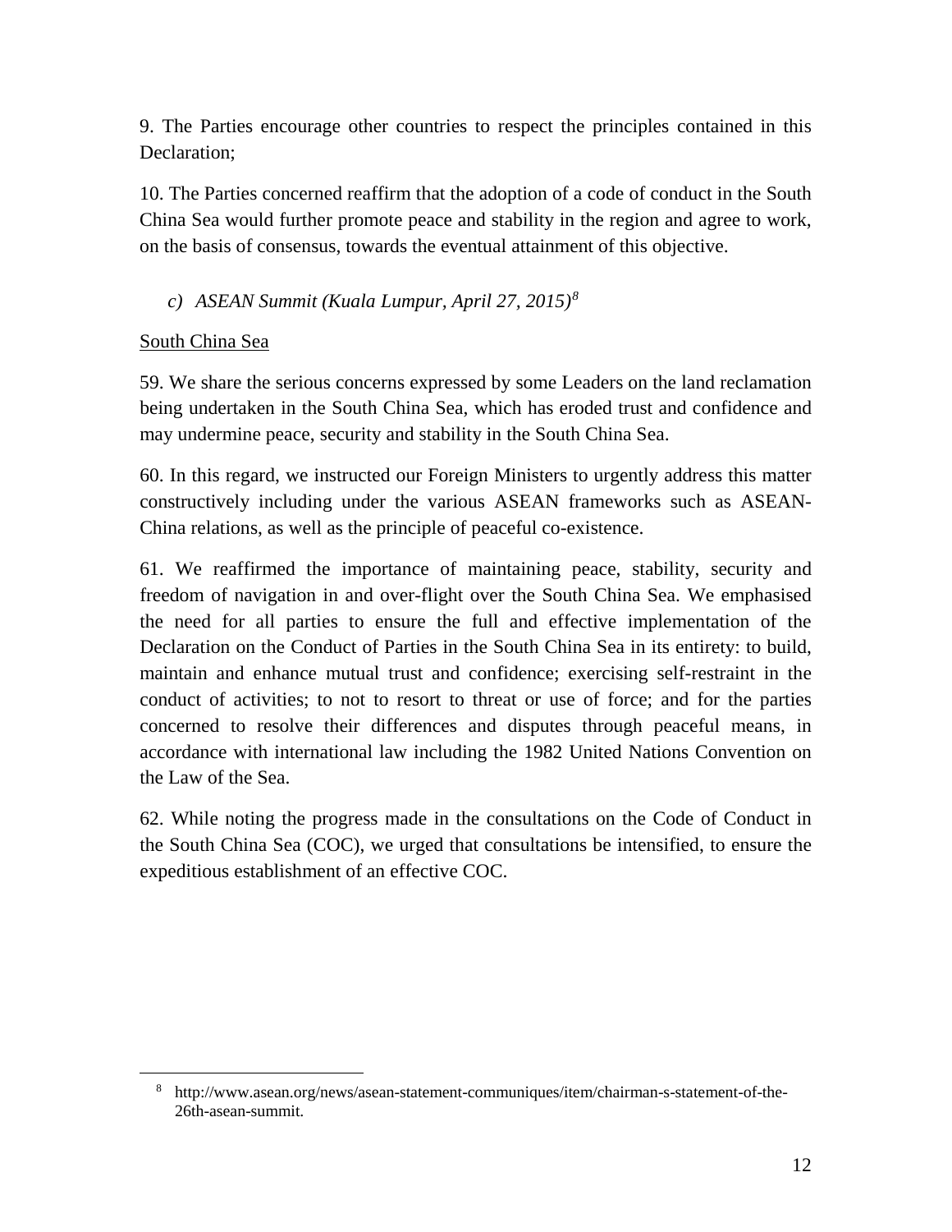9. The Parties encourage other countries to respect the principles contained in this Declaration;

10. The Parties concerned reaffirm that the adoption of a code of conduct in the South China Sea would further promote peace and stability in the region and agree to work, on the basis of consensus, towards the eventual attainment of this objective.

### *c) ASEAN Summit (Kuala Lumpur, April 27, 2015)*[8]

South China Sea

59. We share the serious concerns expressed by some Leaders on the land reclamation being undertaken in the South China Sea, which has eroded trust and confidence and may undermine peace, security and stability in the South China Sea.

60. In this regard, we instructed our Foreign Ministers to urgently address this matter constructively including under the various ASEAN frameworks such as ASEAN-China relations, as well as the principle of peaceful co-existence.

61. We reaffirmed the importance of maintaining peace, stability, security and freedom of navigation in and over-flight over the South China Sea. We emphasised the need for all parties to ensure the full and effective implementation of the Declaration on the Conduct of Parties in the South China Sea in its entirety: to build, maintain and enhance mutual trust and confidence; exercising self-restraint in the conduct of activities; to not to resort to threat or use of force; and for the parties concerned to resolve their differences and disputes through peaceful means, in accordance with international law including the 1982 United Nations Convention on the Law of the Sea.

62. While noting the progress made in the consultations on the Code of Conduct in the South China Sea (COC), we urged that consultations be intensified, to ensure the expeditious establishment of an effective COC.

---

[8] http://www.asean.org/news/asean-statement-communiques/item/chairman-s-statement-of-the-26th-asean-summit.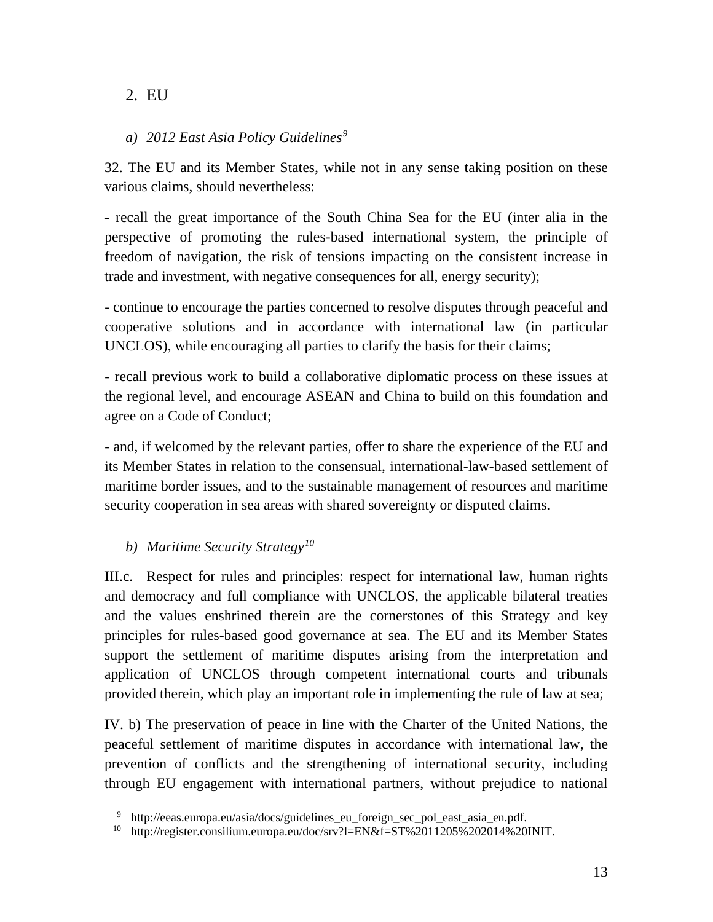## 2. EU

### a) *2012 East Asia Policy Guidelines*[9]

32. The EU and its Member States, while not in any sense taking position on these various claims, should nevertheless:

- recall the great importance of the South China Sea for the EU (inter alia in the perspective of promoting the rules-based international system, the principle of freedom of navigation, the risk of tensions impacting on the consistent increase in trade and investment, with negative consequences for all, energy security);

- continue to encourage the parties concerned to resolve disputes through peaceful and cooperative solutions and in accordance with international law (in particular UNCLOS), while encouraging all parties to clarify the basis for their claims;

- recall previous work to build a collaborative diplomatic process on these issues at the regional level, and encourage ASEAN and China to build on this foundation and agree on a Code of Conduct;

- and, if welcomed by the relevant parties, offer to share the experience of the EU and its Member States in relation to the consensual, international-law-based settlement of maritime border issues, and to the sustainable management of resources and maritime security cooperation in sea areas with shared sovereignty or disputed claims.

### b) *Maritime Security Strategy*[10]

III.c. Respect for rules and principles: respect for international law, human rights and democracy and full compliance with UNCLOS, the applicable bilateral treaties and the values enshrined therein are the cornerstones of this Strategy and key principles for rules-based good governance at sea. The EU and its Member States support the settlement of maritime disputes arising from the interpretation and application of UNCLOS through competent international courts and tribunals provided therein, which play an important role in implementing the rule of law at sea;

IV. b) The preservation of peace in line with the Charter of the United Nations, the peaceful settlement of maritime disputes in accordance with international law, the prevention of conflicts and the strengthening of international security, including through EU engagement with international partners, without prejudice to national

---

[9] http://eeas.europa.eu/asia/docs/guidelines_eu_foreign_sec_pol_east_asia_en.pdf.

[10] http://register.consilium.europa.eu/doc/srv?l=EN&f=ST%2011205%202014%20INIT.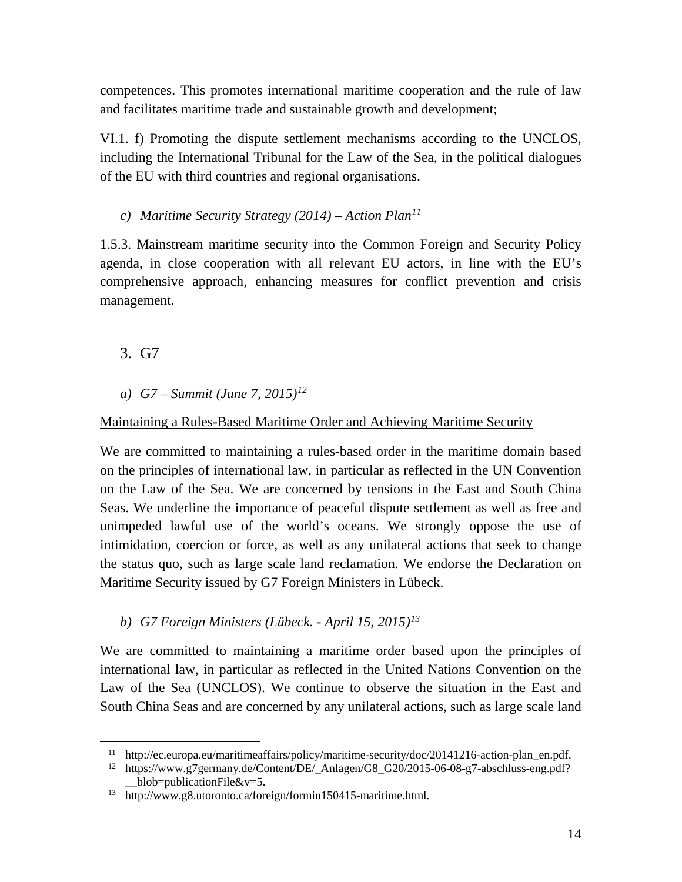competences. This promotes international maritime cooperation and the rule of law and facilitates maritime trade and sustainable growth and development;

VI.1. f) Promoting the dispute settlement mechanisms according to the UNCLOS, including the International Tribunal for the Law of the Sea, in the political dialogues of the EU with third countries and regional organisations.

### c) *Maritime Security Strategy (2014) – Action Plan*[11]

1.5.3. Mainstream maritime security into the Common Foreign and Security Policy agenda, in close cooperation with all relevant EU actors, in line with the EU's comprehensive approach, enhancing measures for conflict prevention and crisis management.

## 3. G7

### a) *G7 – Summit (June 7, 2015)*[12]

Maintaining a Rules-Based Maritime Order and Achieving Maritime Security

We are committed to maintaining a rules-based order in the maritime domain based on the principles of international law, in particular as reflected in the UN Convention on the Law of the Sea. We are concerned by tensions in the East and South China Seas. We underline the importance of peaceful dispute settlement as well as free and unimpeded lawful use of the world's oceans. We strongly oppose the use of intimidation, coercion or force, as well as any unilateral actions that seek to change the status quo, such as large scale land reclamation. We endorse the Declaration on Maritime Security issued by G7 Foreign Ministers in Lübeck.

### b) *G7 Foreign Ministers (Lübeck. - April 15, 2015)*[13]

We are committed to maintaining a maritime order based upon the principles of international law, in particular as reflected in the United Nations Convention on the Law of the Sea (UNCLOS). We continue to observe the situation in the East and South China Seas and are concerned by any unilateral actions, such as large scale land

---

[11] http://ec.europa.eu/maritimeaffairs/policy/maritime-security/doc/20141216-action-plan_en.pdf.

[12] https://www.g7germany.de/Content/DE/_Anlagen/G8_G20/2015-06-08-g7-abschluss-eng.pdf?__blob=publicationFile&v=5.

[13] http://www.g8.utoronto.ca/foreign/formin150415-maritime.html.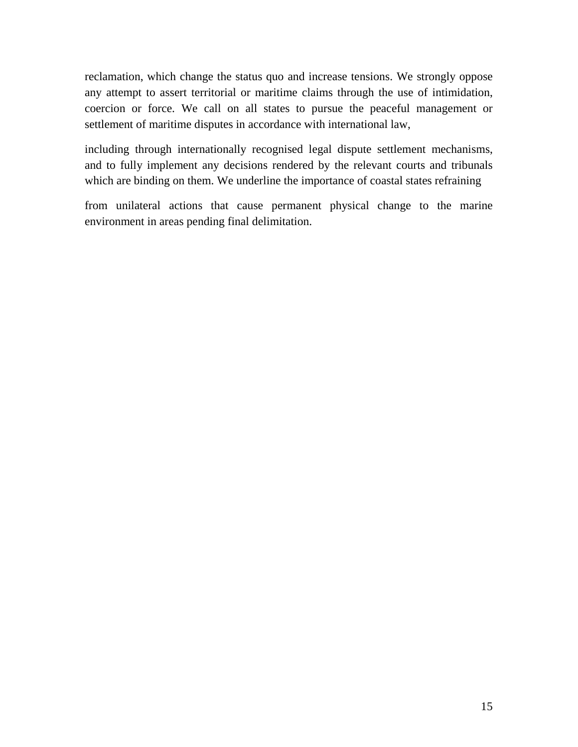reclamation, which change the status quo and increase tensions. We strongly oppose any attempt to assert territorial or maritime claims through the use of intimidation, coercion or force. We call on all states to pursue the peaceful management or settlement of maritime disputes in accordance with international law,

including through internationally recognised legal dispute settlement mechanisms, and to fully implement any decisions rendered by the relevant courts and tribunals which are binding on them. We underline the importance of coastal states refraining

from unilateral actions that cause permanent physical change to the marine environment in areas pending final delimitation.